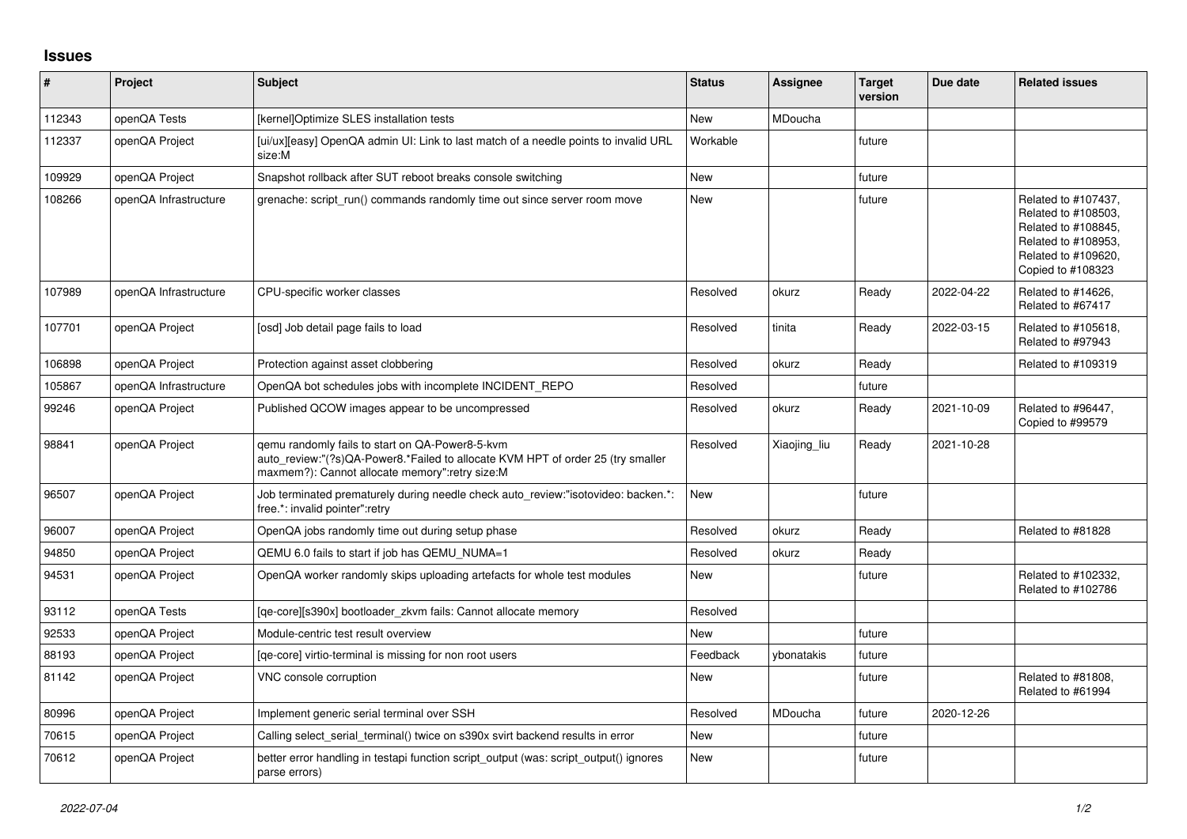# Issues

| # | Project | Subject | Status | Assignee | Target version | Due date | Related issues |
|---|---|---|---|---|---|---|---|
| 112343 | openQA Tests | [kernel]Optimize SLES installation tests | New | MDoucha | | | |
| 112337 | openQA Project | [ui/ux][easy] OpenQA admin UI: Link to last match of a needle points to invalid URL size:M | Workable | | future | | |
| 109929 | openQA Project | Snapshot rollback after SUT reboot breaks console switching | New | | future | | |
| 108266 | openQA Infrastructure | grenache: script_run() commands randomly time out since server room move | New | | future | | Related to #107437, Related to #108503, Related to #108845, Related to #108953, Related to #109620, Copied to #108323 |
| 107989 | openQA Infrastructure | CPU-specific worker classes | Resolved | okurz | Ready | 2022-04-22 | Related to #14626, Related to #67417 |
| 107701 | openQA Project | [osd] Job detail page fails to load | Resolved | tinita | Ready | 2022-03-15 | Related to #105618, Related to #97943 |
| 106898 | openQA Project | Protection against asset clobbering | Resolved | okurz | Ready | | Related to #109319 |
| 105867 | openQA Infrastructure | OpenQA bot schedules jobs with incomplete INCIDENT_REPO | Resolved | | future | | |
| 99246 | openQA Project | Published QCOW images appear to be uncompressed | Resolved | okurz | Ready | 2021-10-09 | Related to #96447, Copied to #99579 |
| 98841 | openQA Project | qemu randomly fails to start on QA-Power8-5-kvm auto_review:"(?s)QA-Power8.*Failed to allocate KVM HPT of order 25 (try smaller maxmem?): Cannot allocate memory":retry size:M | Resolved | Xiaojing_liu | Ready | 2021-10-28 | |
| 96507 | openQA Project | Job terminated prematurely during needle check auto_review:"isotovideo: backen.*: free.*: invalid pointer":retry | New | | future | | |
| 96007 | openQA Project | OpenQA jobs randomly time out during setup phase | Resolved | okurz | Ready | | Related to #81828 |
| 94850 | openQA Project | QEMU 6.0 fails to start if job has QEMU_NUMA=1 | Resolved | okurz | Ready | | |
| 94531 | openQA Project | OpenQA worker randomly skips uploading artefacts for whole test modules | New | | future | | Related to #102332, Related to #102786 |
| 93112 | openQA Tests | [qe-core][s390x] bootloader_zkvm fails: Cannot allocate memory | Resolved | | | | |
| 92533 | openQA Project | Module-centric test result overview | New | | future | | |
| 88193 | openQA Project | [qe-core] virtio-terminal is missing for non root users | Feedback | ybonatakis | future | | |
| 81142 | openQA Project | VNC console corruption | New | | future | | Related to #81808, Related to #61994 |
| 80996 | openQA Project | Implement generic serial terminal over SSH | Resolved | MDoucha | future | 2020-12-26 | |
| 70615 | openQA Project | Calling select_serial_terminal() twice on s390x svirt backend results in error | New | | future | | |
| 70612 | openQA Project | better error handling in testapi function script_output (was: script_output() ignores parse errors) | New | | future | | |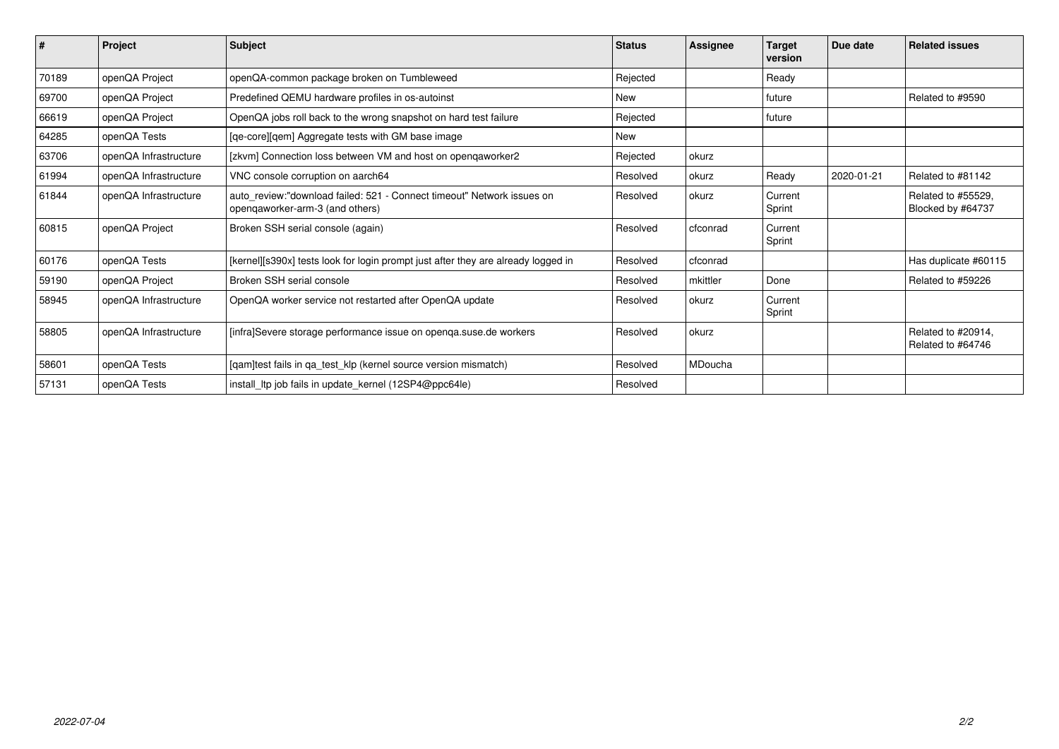| # | Project | Subject | Status | Assignee | Target version | Due date | Related issues |
|---|---|---|---|---|---|---|---|
| 70189 | openQA Project | openQA-common package broken on Tumbleweed | Rejected | | Ready | | |
| 69700 | openQA Project | Predefined QEMU hardware profiles in os-autoinst | New | | future | | Related to #9590 |
| 66619 | openQA Project | OpenQA jobs roll back to the wrong snapshot on hard test failure | Rejected | | future | | |
| 64285 | openQA Tests | [qe-core][qem] Aggregate tests with GM base image | New | | | | |
| 63706 | openQA Infrastructure | [zkvm] Connection loss between VM and host on openqaworker2 | Rejected | okurz | | | |
| 61994 | openQA Infrastructure | VNC console corruption on aarch64 | Resolved | okurz | Ready | 2020-01-21 | Related to #81142 |
| 61844 | openQA Infrastructure | auto_review:"download failed: 521 - Connect timeout" Network issues on openqaworker-arm-3 (and others) | Resolved | okurz | Current Sprint | | Related to #55529, Blocked by #64737 |
| 60815 | openQA Project | Broken SSH serial console (again) | Resolved | cfconrad | Current Sprint | | |
| 60176 | openQA Tests | [kernel][s390x] tests look for login prompt just after they are already logged in | Resolved | cfconrad | | | Has duplicate #60115 |
| 59190 | openQA Project | Broken SSH serial console | Resolved | mkittler | Done | | Related to #59226 |
| 58945 | openQA Infrastructure | OpenQA worker service not restarted after OpenQA update | Resolved | okurz | Current Sprint | | |
| 58805 | openQA Infrastructure | [infra]Severe storage performance issue on openqa.suse.de workers | Resolved | okurz | | | Related to #20914, Related to #64746 |
| 58601 | openQA Tests | [qam]test fails in qa_test_klp (kernel source version mismatch) | Resolved | MDoucha | | | |
| 57131 | openQA Tests | install_ltp job fails in update_kernel (12SP4@ppc64le) | Resolved | | | | |